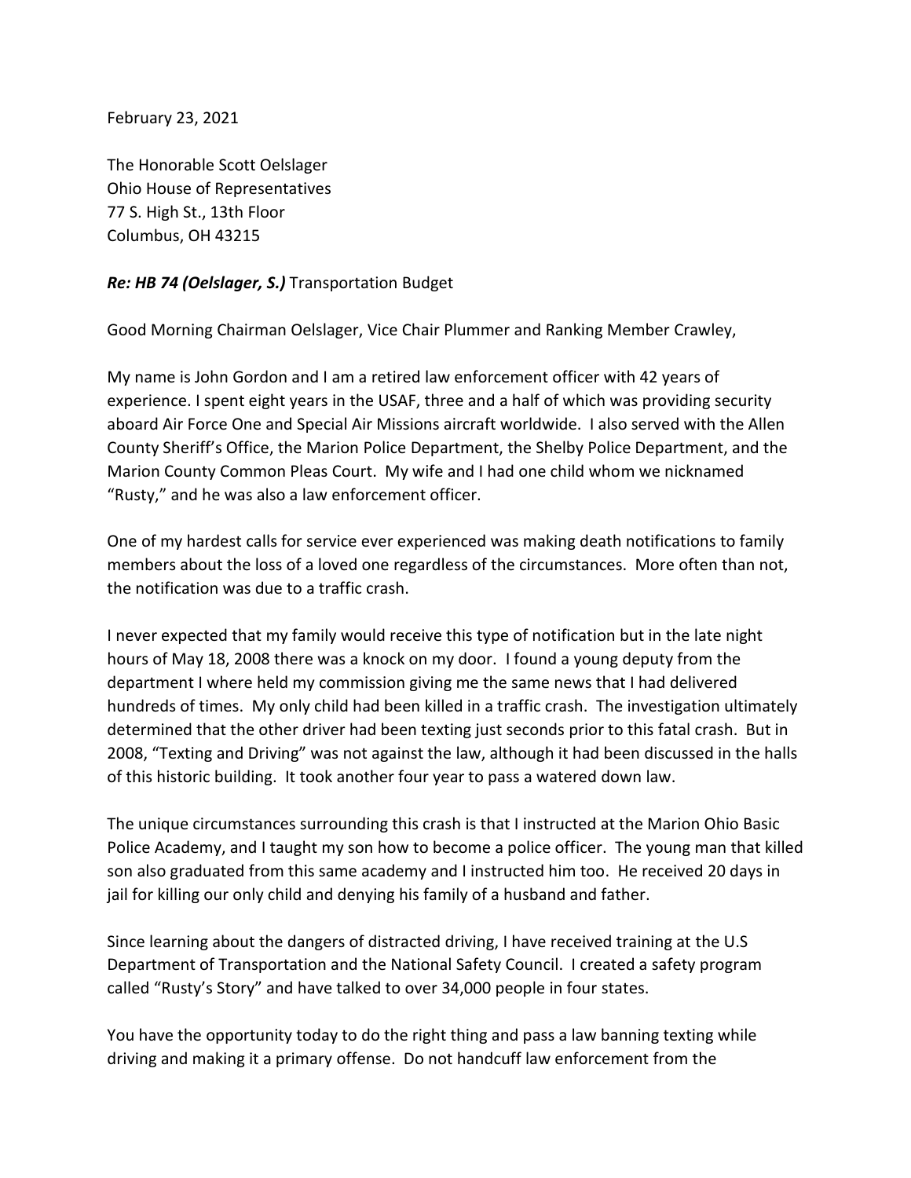February 23, 2021

The Honorable Scott Oelslager
Ohio House of Representatives
77 S. High St., 13th Floor
Columbus, OH 43215

***Re: HB 74 (Oelslager, S.)*** Transportation Budget

Good Morning Chairman Oelslager, Vice Chair Plummer and Ranking Member Crawley,

My name is John Gordon and I am a retired law enforcement officer with 42 years of experience. I spent eight years in the USAF, three and a half of which was providing security aboard Air Force One and Special Air Missions aircraft worldwide. I also served with the Allen County Sheriff's Office, the Marion Police Department, the Shelby Police Department, and the Marion County Common Pleas Court. My wife and I had one child whom we nicknamed "Rusty," and he was also a law enforcement officer.

One of my hardest calls for service ever experienced was making death notifications to family members about the loss of a loved one regardless of the circumstances. More often than not, the notification was due to a traffic crash.

I never expected that my family would receive this type of notification but in the late night hours of May 18, 2008 there was a knock on my door. I found a young deputy from the department I where held my commission giving me the same news that I had delivered hundreds of times. My only child had been killed in a traffic crash. The investigation ultimately determined that the other driver had been texting just seconds prior to this fatal crash. But in 2008, "Texting and Driving" was not against the law, although it had been discussed in the halls of this historic building. It took another four year to pass a watered down law.

The unique circumstances surrounding this crash is that I instructed at the Marion Ohio Basic Police Academy, and I taught my son how to become a police officer. The young man that killed son also graduated from this same academy and I instructed him too. He received 20 days in jail for killing our only child and denying his family of a husband and father.

Since learning about the dangers of distracted driving, I have received training at the U.S Department of Transportation and the National Safety Council. I created a safety program called "Rusty's Story" and have talked to over 34,000 people in four states.

You have the opportunity today to do the right thing and pass a law banning texting while driving and making it a primary offense. Do not handcuff law enforcement from the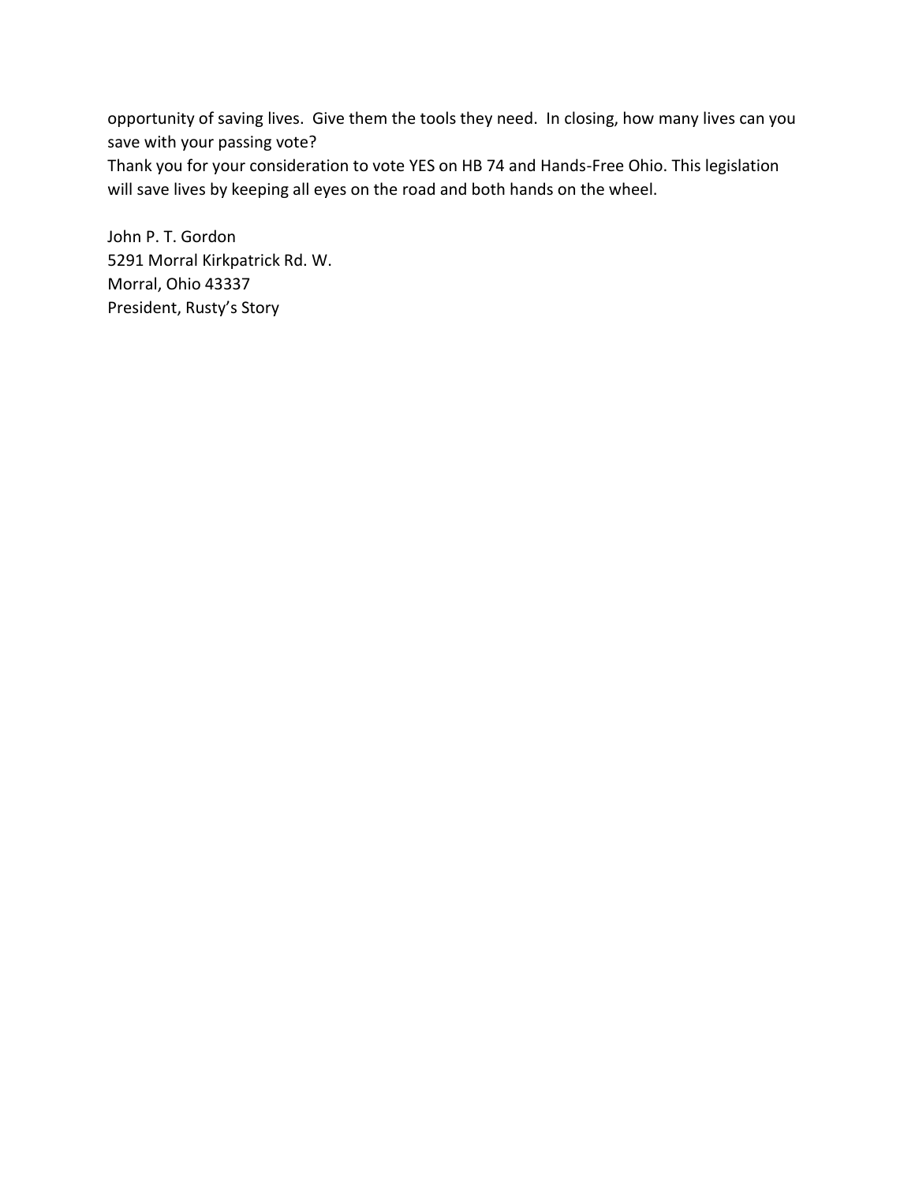opportunity of saving lives. Give them the tools they need. In closing, how many lives can you save with your passing vote?

Thank you for your consideration to vote YES on HB 74 and Hands-Free Ohio. This legislation will save lives by keeping all eyes on the road and both hands on the wheel.

John P. T. Gordon  
5291 Morral Kirkpatrick Rd. W.  
Morral, Ohio 43337  
President, Rusty's Story